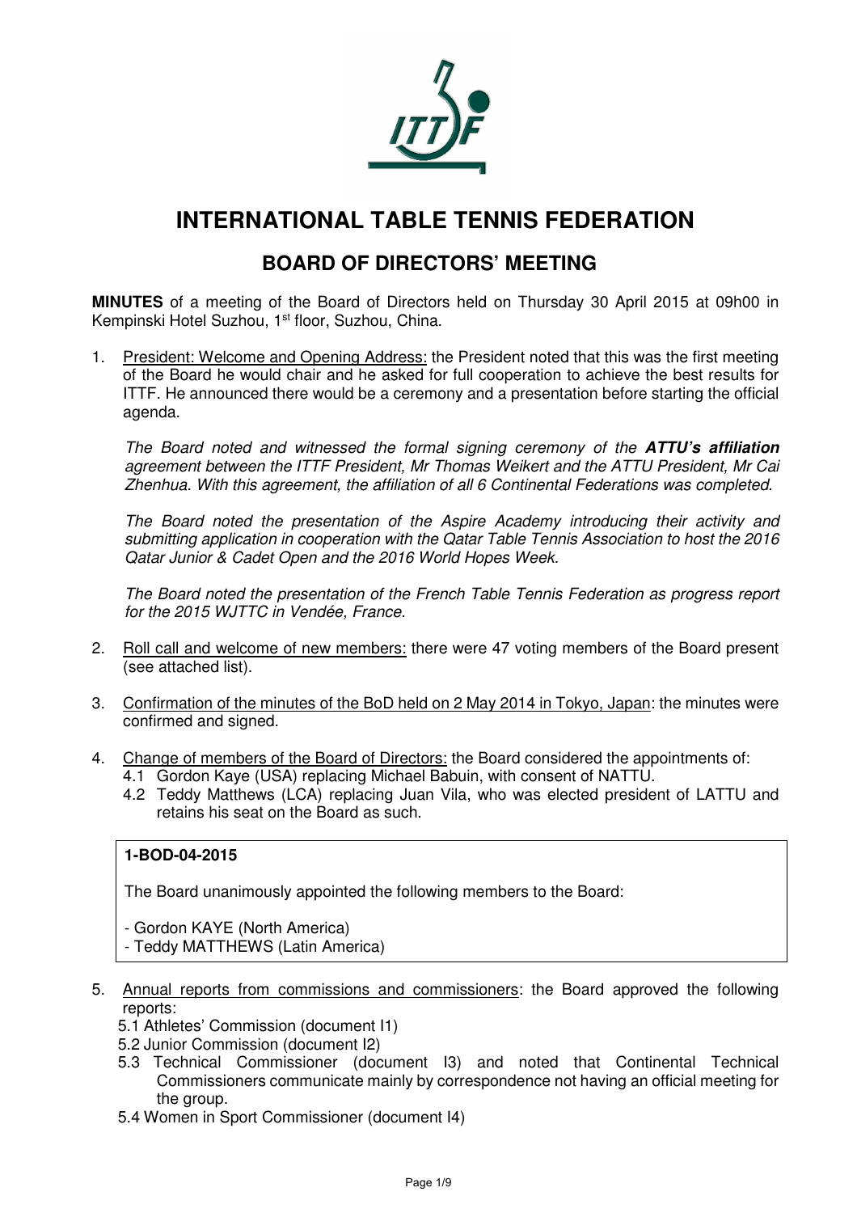# INTERNATIONAL TABLE TENNIS FEDERATION

## BOARD OF DIRECTORS' MEETING

**MINUTES** of a meeting of the Board of Directors held on Thursday 30 April 2015 at 09h00 in Kempinski Hotel Suzhou, 1st floor, Suzhou, China.

1. President: Welcome and Opening Address: the President noted that this was the first meeting of the Board he would chair and he asked for full cooperation to achieve the best results for ITTF. He announced there would be a ceremony and a presentation before starting the official agenda.

   *The Board noted and witnessed the formal signing ceremony of the* ***ATTU's affiliation*** *agreement between the ITTF President, Mr Thomas Weikert and the ATTU President, Mr Cai Zhenhua. With this agreement, the affiliation of all 6 Continental Federations was completed.*

   *The Board noted the presentation of the Aspire Academy introducing their activity and submitting application in cooperation with the Qatar Table Tennis Association to host the 2016 Qatar Junior & Cadet Open and the 2016 World Hopes Week.*

   *The Board noted the presentation of the French Table Tennis Federation as progress report for the 2015 WJTTC in Vendée, France.*

2. Roll call and welcome of new members: there were 47 voting members of the Board present (see attached list).

3. Confirmation of the minutes of the BoD held on 2 May 2014 in Tokyo, Japan: the minutes were confirmed and signed.

4. Change of members of the Board of Directors: the Board considered the appointments of:
   4.1 Gordon Kaye (USA) replacing Michael Babuin, with consent of NATTU.
   4.2 Teddy Matthews (LCA) replacing Juan Vila, who was elected president of LATTU and retains his seat on the Board as such.

**1-BOD-04-2015**

The Board unanimously appointed the following members to the Board:

- Gordon KAYE (North America)
- Teddy MATTHEWS (Latin America)

5. Annual reports from commissions and commissioners: the Board approved the following reports:
   5.1 Athletes' Commission (document I1)
   5.2 Junior Commission (document I2)
   5.3 Technical Commissioner (document I3) and noted that Continental Technical Commissioners communicate mainly by correspondence not having an official meeting for the group.
   5.4 Women in Sport Commissioner (document I4)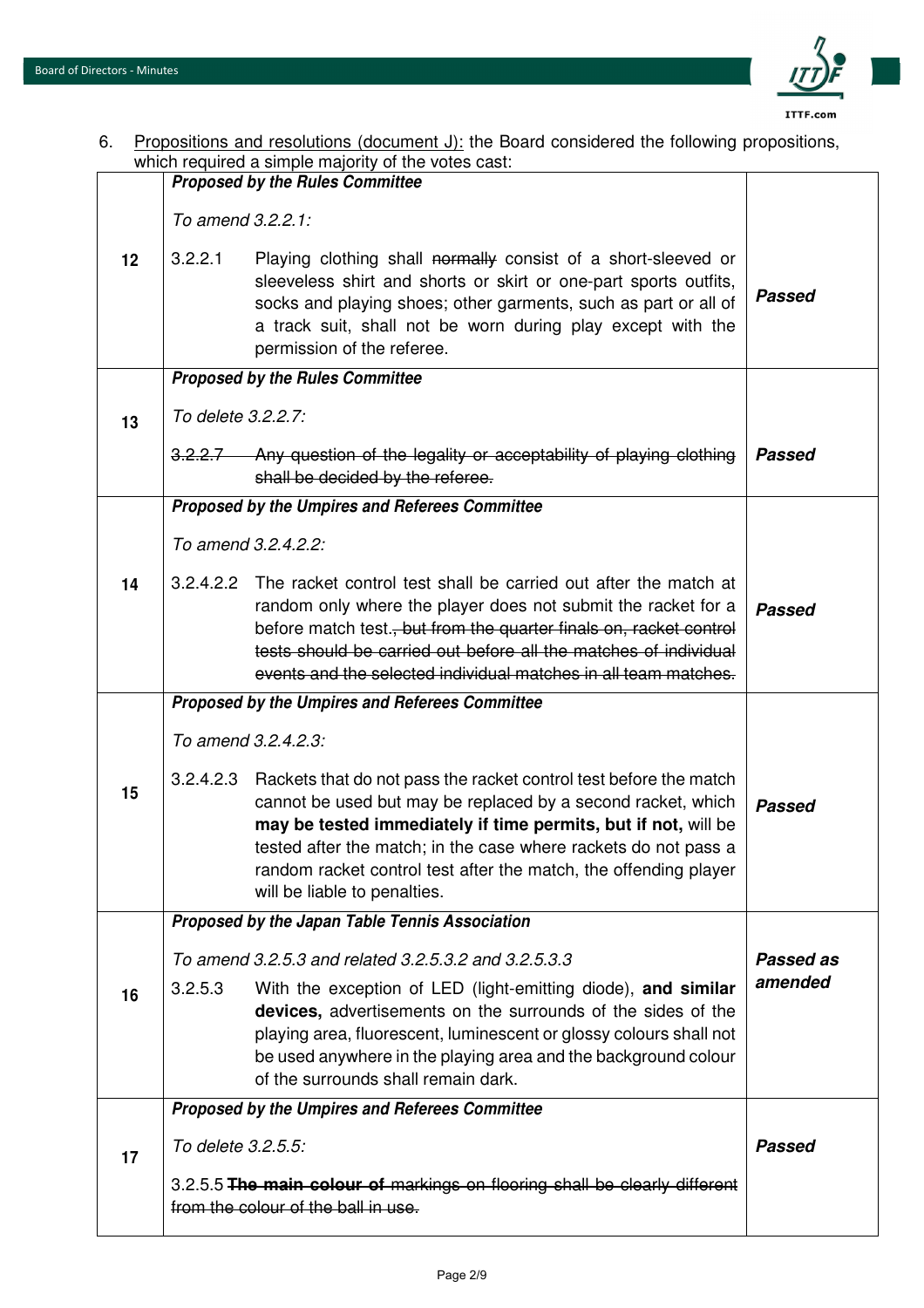6. <u>Propositions and resolutions (document J):</u> the Board considered the following propositions, which required a simple majority of the votes cast:

| | | |
|---|---|---|
| **12** | ***Proposed by the Rules Committee***<br><br>*To amend 3.2.2.1:*<br><br>3.2.2.1 Playing clothing shall ~~normally~~ consist of a short-sleeved or sleeveless shirt and shorts or skirt or one-part sports outfits, socks and playing shoes; other garments, such as part or all of a track suit, shall not be worn during play except with the permission of the referee. | ***Passed*** |
| **13** | ***Proposed by the Rules Committee***<br><br>*To delete 3.2.2.7:*<br><br>~~3.2.2.7 Any question of the legality or acceptability of playing clothing shall be decided by the referee.~~ | ***Passed*** |
| **14** | ***Proposed by the Umpires and Referees Committee***<br><br>*To amend 3.2.4.2.2:*<br><br>3.2.4.2.2 The racket control test shall be carried out after the match at random only where the player does not submit the racket for a before match test.~~, but from the quarter finals on, racket control tests should be carried out before all the matches of individual events and the selected individual matches in all team matches.~~ | ***Passed*** |
| **15** | ***Proposed by the Umpires and Referees Committee***<br><br>*To amend 3.2.4.2.3:*<br><br>3.2.4.2.3 Rackets that do not pass the racket control test before the match cannot be used but may be replaced by a second racket, which **may be tested immediately if time permits, but if not,** will be tested after the match; in the case where rackets do not pass a random racket control test after the match, the offending player will be liable to penalties. | ***Passed*** |
| **16** | ***Proposed by the Japan Table Tennis Association***<br><br>*To amend 3.2.5.3 and related 3.2.5.3.2 and 3.2.5.3.3*<br><br>3.2.5.3 With the exception of LED (light-emitting diode), **and similar devices,** advertisements on the surrounds of the sides of the playing area, fluorescent, luminescent or glossy colours shall not be used anywhere in the playing area and the background colour of the surrounds shall remain dark. | ***Passed as amended*** |
| **17** | ***Proposed by the Umpires and Referees Committee***<br><br>*To delete 3.2.5.5:*<br><br>3.2.5.5 ~~**The main colour of** markings on flooring shall be clearly different from the colour of the ball in use.~~ | ***Passed*** |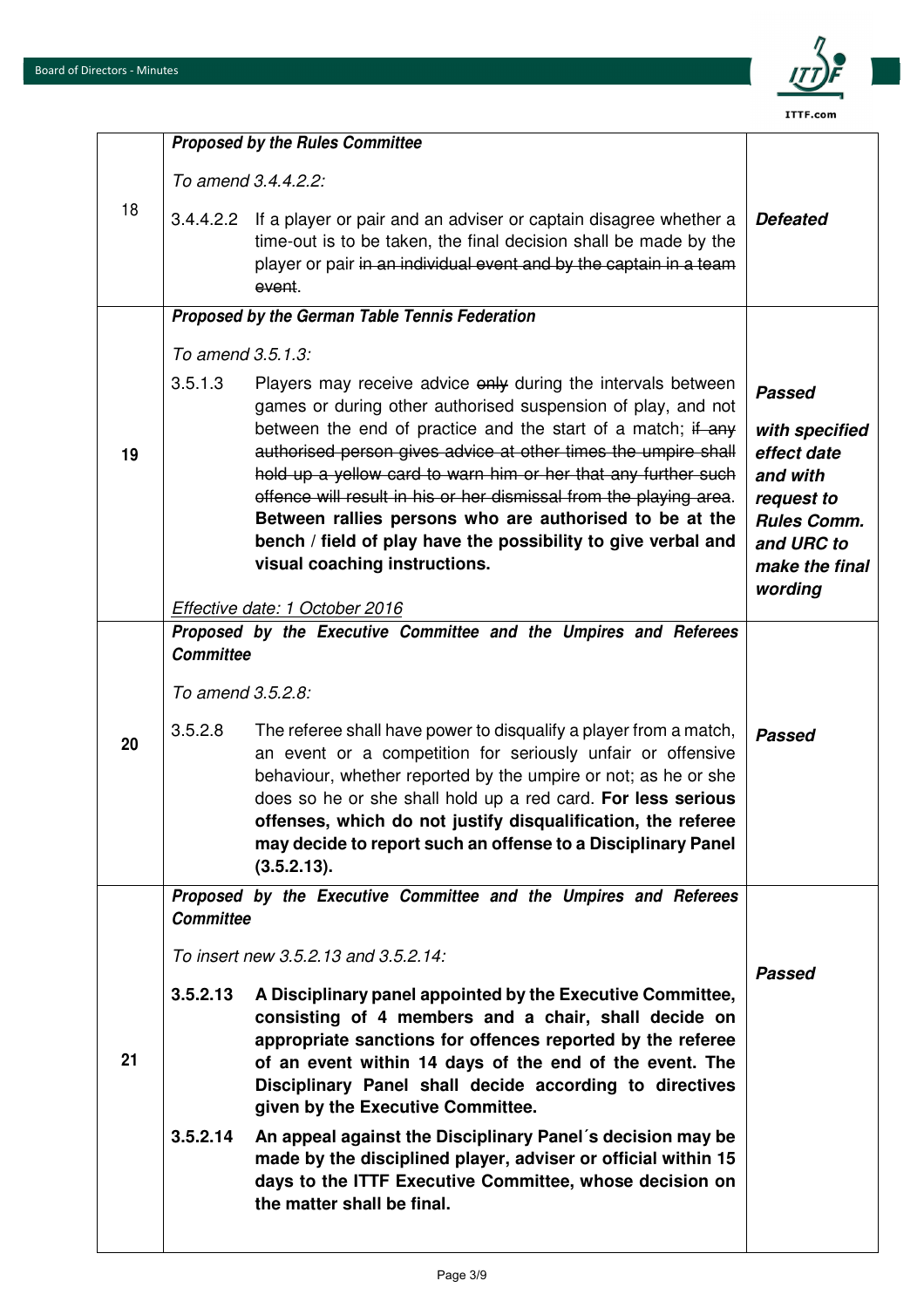| | Proposal | Decision |
|---|---|---|
| 18 | ***Proposed by the Rules Committee***<br><br>*To amend 3.4.4.2.2:*<br><br>3.4.4.2.2 If a player or pair and an adviser or captain disagree whether a time-out is to be taken, the final decision shall be made by the player or pair ~~in an individual event and by the captain in a team event~~. | ***Defeated*** |
| 19 | ***Proposed by the German Table Tennis Federation***<br><br>*To amend 3.5.1.3:*<br><br>3.5.1.3 Players may receive advice ~~only~~ during the intervals between games or during other authorised suspension of play, and not between the end of practice and the start of a match; ~~if any authorised person gives advice at other times the umpire shall hold up a yellow card to warn him or her that any further such offence will result in his or her dismissal from the playing area.~~ **Between rallies persons who are authorised to be at the bench / field of play have the possibility to give verbal and visual coaching instructions.**<br><br>*Effective date: 1 October 2016* | ***Passed***<br><br>***with specified effect date and with request to Rules Comm. and URC to make the final wording*** |
| 20 | ***Proposed by the Executive Committee and the Umpires and Referees Committee***<br><br>*To amend 3.5.2.8:*<br><br>3.5.2.8 The referee shall have power to disqualify a player from a match, an event or a competition for seriously unfair or offensive behaviour, whether reported by the umpire or not; as he or she does so he or she shall hold up a red card. **For less serious offenses, which do not justify disqualification, the referee may decide to report such an offense to a Disciplinary Panel (3.5.2.13).** | ***Passed*** |
| 21 | ***Proposed by the Executive Committee and the Umpires and Referees Committee***<br><br>*To insert new 3.5.2.13 and 3.5.2.14:*<br><br>**3.5.2.13 A Disciplinary panel appointed by the Executive Committee, consisting of 4 members and a chair, shall decide on appropriate sanctions for offences reported by the referee of an event within 14 days of the end of the event. The Disciplinary Panel shall decide according to directives given by the Executive Committee.**<br><br>**3.5.2.14 An appeal against the Disciplinary Panel´s decision may be made by the disciplined player, adviser or official within 15 days to the ITTF Executive Committee, whose decision on the matter shall be final.** | ***Passed*** |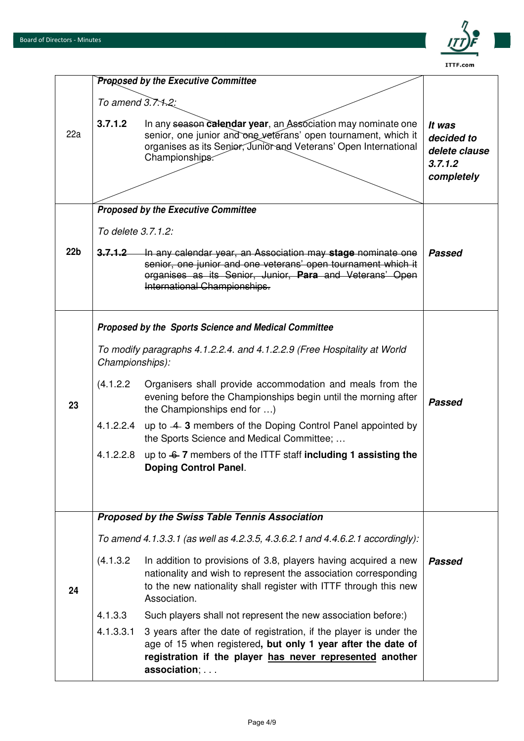| | | |
|---|---|---|
| 22a | ***Proposed by the Executive Committee***<br><br>*To amend 3.7.1.2:*<br><br>**3.7.1.2** In any ~~season~~ **calendar year**, an Association may nominate one senior, one junior and one veterans' open tournament, which it organises as its Senior, Junior and Veterans' Open International Championships. | ***It was decided to delete clause 3.7.1.2 completely*** |
| **22b** | ***Proposed by the Executive Committee***<br><br>*To delete 3.7.1.2:*<br><br>~~**3.7.1.2** In any calendar year, an Association may **stage** nominate one senior, one junior and one veterans' open tournament which it organises as its Senior, Junior, **Para** and Veterans' Open International Championships.~~ | ***Passed*** |
| **23** | ***Proposed by the Sports Science and Medical Committee***<br><br>*To modify paragraphs 4.1.2.2.4. and 4.1.2.2.9 (Free Hospitality at World Championships):*<br><br>(4.1.2.2 Organisers shall provide accommodation and meals from the evening before the Championships begin until the morning after the Championships end for …)<br><br>4.1.2.2.4 up to ~~4~~ **3** members of the Doping Control Panel appointed by the Sports Science and Medical Committee; …<br><br>4.1.2.2.8 up to ~~6~~ **7** members of the ITTF staff **including 1 assisting the Doping Control Panel**. | ***Passed*** |
| **24** | ***Proposed by the Swiss Table Tennis Association***<br><br>*To amend 4.1.3.3.1 (as well as 4.2.3.5, 4.3.6.2.1 and 4.4.6.2.1 accordingly):*<br><br>(4.1.3.2 In addition to provisions of 3.8, players having acquired a new nationality and wish to represent the association corresponding to the new nationality shall register with ITTF through this new Association.<br><br>4.1.3.3 Such players shall not represent the new association before:)<br><br>4.1.3.3.1 3 years after the date of registration, if the player is under the age of 15 when registered**, but only 1 year after the date of registration if the player <u>has never represented</u> another association**; . . . | ***Passed*** |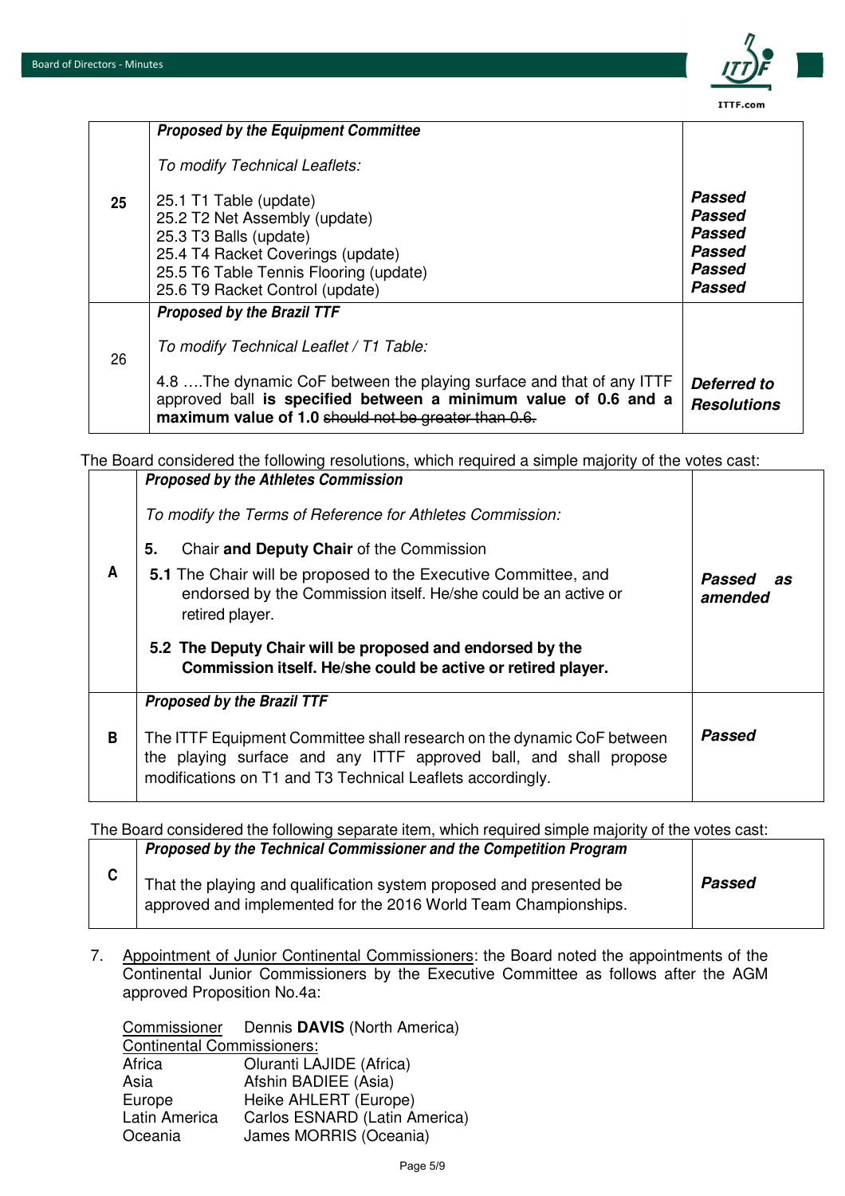| | | |
|---|---|---|
| 25 | ***Proposed by the Equipment Committee***<br><br>*To modify Technical Leaflets:*<br><br>25.1 T1 Table (update)<br>25.2 T2 Net Assembly (update)<br>25.3 T3 Balls (update)<br>25.4 T4 Racket Coverings (update)<br>25.5 T6 Table Tennis Flooring (update)<br>25.6 T9 Racket Control (update) | ***Passed***<br>***Passed***<br>***Passed***<br>***Passed***<br>***Passed***<br>***Passed*** |
| 26 | ***Proposed by the Brazil TTF***<br><br>*To modify Technical Leaflet / T1 Table:*<br><br>4.8 ….The dynamic CoF between the playing surface and that of any ITTF approved ball **is specified between a minimum value of 0.6 and a maximum value of 1.0** ~~should not be greater than 0.6.~~ | ***Deferred to Resolutions*** |

The Board considered the following resolutions, which required a simple majority of the votes cast:

| | | |
|---|---|---|
| A | ***Proposed by the Athletes Commission***<br><br>*To modify the Terms of Reference for Athletes Commission:*<br><br>**5.** Chair **and Deputy Chair** of the Commission<br>**5.1** The Chair will be proposed to the Executive Committee, and endorsed by the Commission itself. He/she could be an active or retired player.<br><br>**5.2 The Deputy Chair will be proposed and endorsed by the Commission itself. He/she could be active or retired player.** | ***Passed as amended*** |
| B | ***Proposed by the Brazil TTF***<br><br>The ITTF Equipment Committee shall research on the dynamic CoF between the playing surface and any ITTF approved ball, and shall propose modifications on T1 and T3 Technical Leaflets accordingly. | ***Passed*** |

The Board considered the following separate item, which required simple majority of the votes cast:

| | | |
|---|---|---|
| C | ***Proposed by the Technical Commissioner and the Competition Program***<br><br>That the playing and qualification system proposed and presented be approved and implemented for the 2016 World Team Championships. | ***Passed*** |

7. Appointment of Junior Continental Commissioners: the Board noted the appointments of the Continental Junior Commissioners by the Executive Committee as follows after the AGM approved Proposition No.4a:

   Commissioner Dennis **DAVIS** (North America)
   Continental Commissioners:
   Africa Oluranti LAJIDE (Africa)
   Asia Afshin BADIEE (Asia)
   Europe Heike AHLERT (Europe)
   Latin America Carlos ESNARD (Latin America)
   Oceania James MORRIS (Oceania)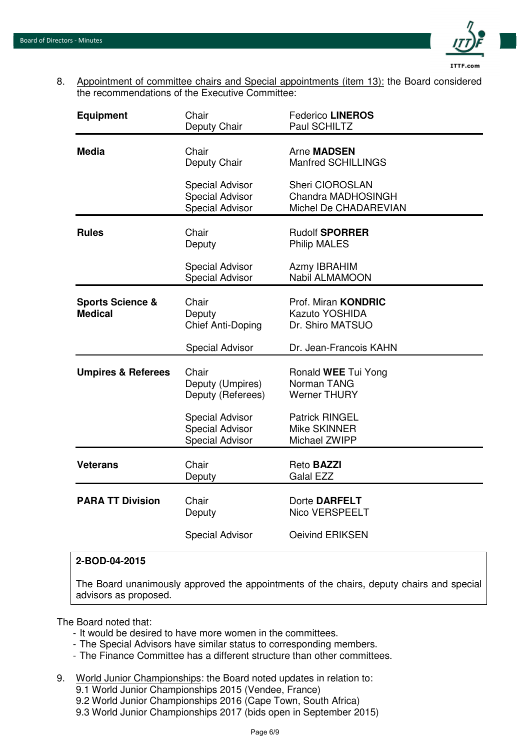8. Appointment of committee chairs and Special appointments (item 13): the Board considered the recommendations of the Executive Committee:

| Committee | Role | Name |
|---|---|---|
| **Equipment** | Chair | Federico **LINEROS** |
| | Deputy Chair | Paul SCHILTZ |
| **Media** | Chair | Arne **MADSEN** |
| | Deputy Chair | Manfred SCHILLINGS |
| | Special Advisor | Sheri CIOROSLAN |
| | Special Advisor | Chandra MADHOSINGH |
| | Special Advisor | Michel De CHADAREVIAN |
| **Rules** | Chair | Rudolf **SPORRER** |
| | Deputy | Philip MALES |
| | Special Advisor | Azmy IBRAHIM |
| | Special Advisor | Nabil ALMAMOON |
| **Sports Science & Medical** | Chair | Prof. Miran **KONDRIC** |
| | Deputy | Kazuto YOSHIDA |
| | Chief Anti-Doping | Dr. Shiro MATSUO |
| | Special Advisor | Dr. Jean-Francois KAHN |
| **Umpires & Referees** | Chair | Ronald **WEE** Tui Yong |
| | Deputy (Umpires) | Norman TANG |
| | Deputy (Referees) | Werner THURY |
| | Special Advisor | Patrick RINGEL |
| | Special Advisor | Mike SKINNER |
| | Special Advisor | Michael ZWIPP |
| **Veterans** | Chair | Reto **BAZZI** |
| | Deputy | Galal EZZ |
| **PARA TT Division** | Chair | Dorte **DARFELT** |
| | Deputy | Nico VERSPEELT |
| | Special Advisor | Oeivind ERIKSEN |

**2-BOD-04-2015**

The Board unanimously approved the appointments of the chairs, deputy chairs and special advisors as proposed.

The Board noted that:

- It would be desired to have more women in the committees.
- The Special Advisors have similar status to corresponding members.
- The Finance Committee has a different structure than other committees.

9. World Junior Championships: the Board noted updates in relation to:
   9.1 World Junior Championships 2015 (Vendee, France)
   9.2 World Junior Championships 2016 (Cape Town, South Africa)
   9.3 World Junior Championships 2017 (bids open in September 2015)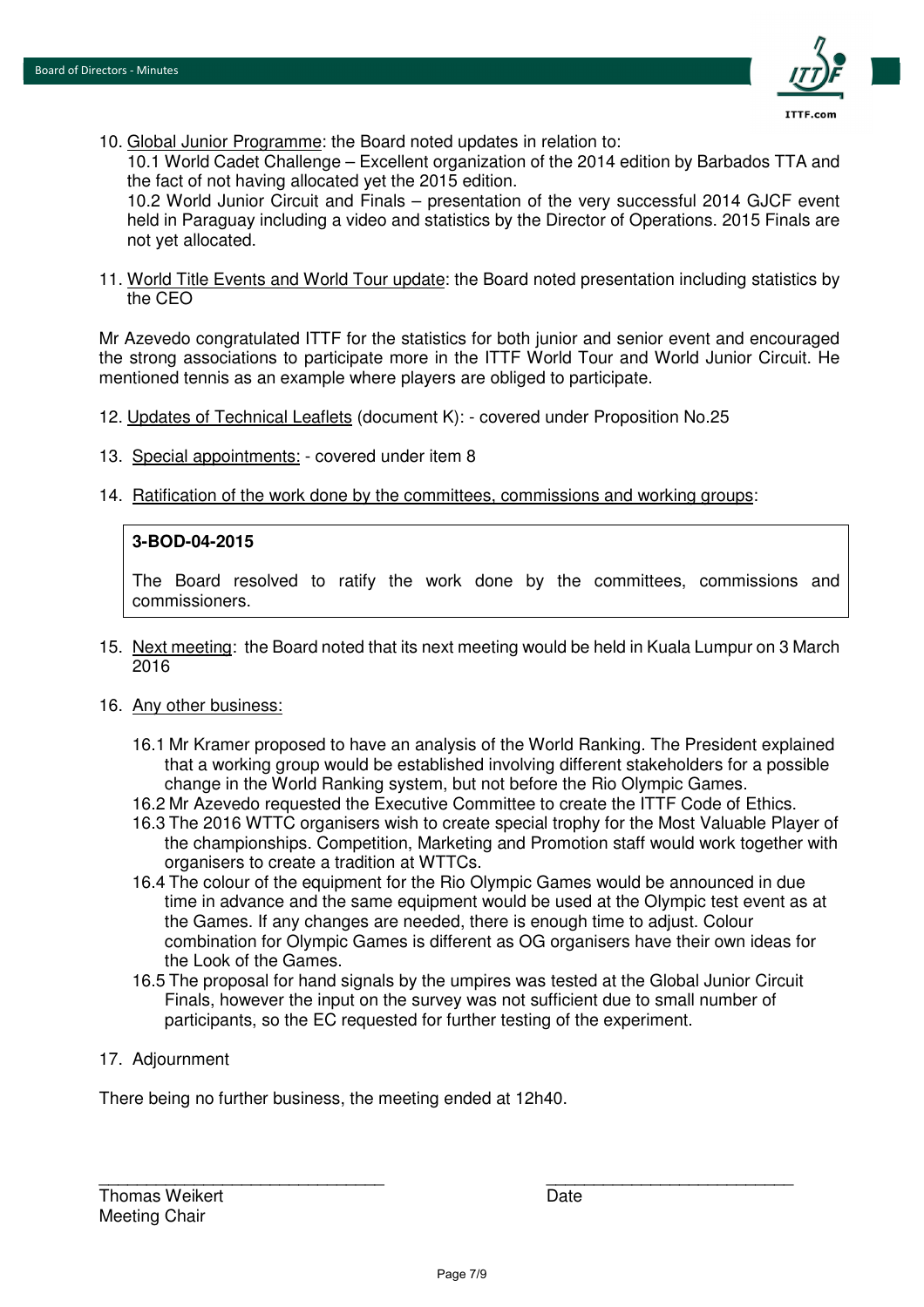10. Global Junior Programme: the Board noted updates in relation to:
    10.1 World Cadet Challenge – Excellent organization of the 2014 edition by Barbados TTA and the fact of not having allocated yet the 2015 edition.
    10.2 World Junior Circuit and Finals – presentation of the very successful 2014 GJCF event held in Paraguay including a video and statistics by the Director of Operations. 2015 Finals are not yet allocated.

11. World Title Events and World Tour update: the Board noted presentation including statistics by the CEO

Mr Azevedo congratulated ITTF for the statistics for both junior and senior event and encouraged the strong associations to participate more in the ITTF World Tour and World Junior Circuit. He mentioned tennis as an example where players are obliged to participate.

12. Updates of Technical Leaflets (document K): - covered under Proposition No.25

13. Special appointments: - covered under item 8

14. Ratification of the work done by the committees, commissions and working groups:

> **3-BOD-04-2015**
>
> The Board resolved to ratify the work done by the committees, commissions and commissioners.

15. Next meeting: the Board noted that its next meeting would be held in Kuala Lumpur on 3 March 2016

16. Any other business:

    16.1 Mr Kramer proposed to have an analysis of the World Ranking. The President explained that a working group would be established involving different stakeholders for a possible change in the World Ranking system, but not before the Rio Olympic Games.
    16.2 Mr Azevedo requested the Executive Committee to create the ITTF Code of Ethics.
    16.3 The 2016 WTTC organisers wish to create special trophy for the Most Valuable Player of the championships. Competition, Marketing and Promotion staff would work together with organisers to create a tradition at WTTCs.
    16.4 The colour of the equipment for the Rio Olympic Games would be announced in due time in advance and the same equipment would be used at the Olympic test event as at the Games. If any changes are needed, there is enough time to adjust. Colour combination for Olympic Games is different as OG organisers have their own ideas for the Look of the Games.
    16.5 The proposal for hand signals by the umpires was tested at the Global Junior Circuit Finals, however the input on the survey was not sufficient due to small number of participants, so the EC requested for further testing of the experiment.

17. Adjournment

There being no further business, the meeting ended at 12h40.

\_\_\_\_\_\_\_\_\_\_\_\_\_\_\_\_\_\_\_\_\_\_\_\_\_\_\_\_\_\_\_\_ &nbsp;&nbsp;&nbsp;&nbsp;&nbsp;&nbsp;&nbsp;&nbsp; \_\_\_\_\_\_\_\_\_\_\_\_\_\_\_\_\_\_\_\_\_\_\_\_\_\_\_\_

Thomas Weikert &nbsp;&nbsp;&nbsp;&nbsp;&nbsp;&nbsp;&nbsp;&nbsp; Date
Meeting Chair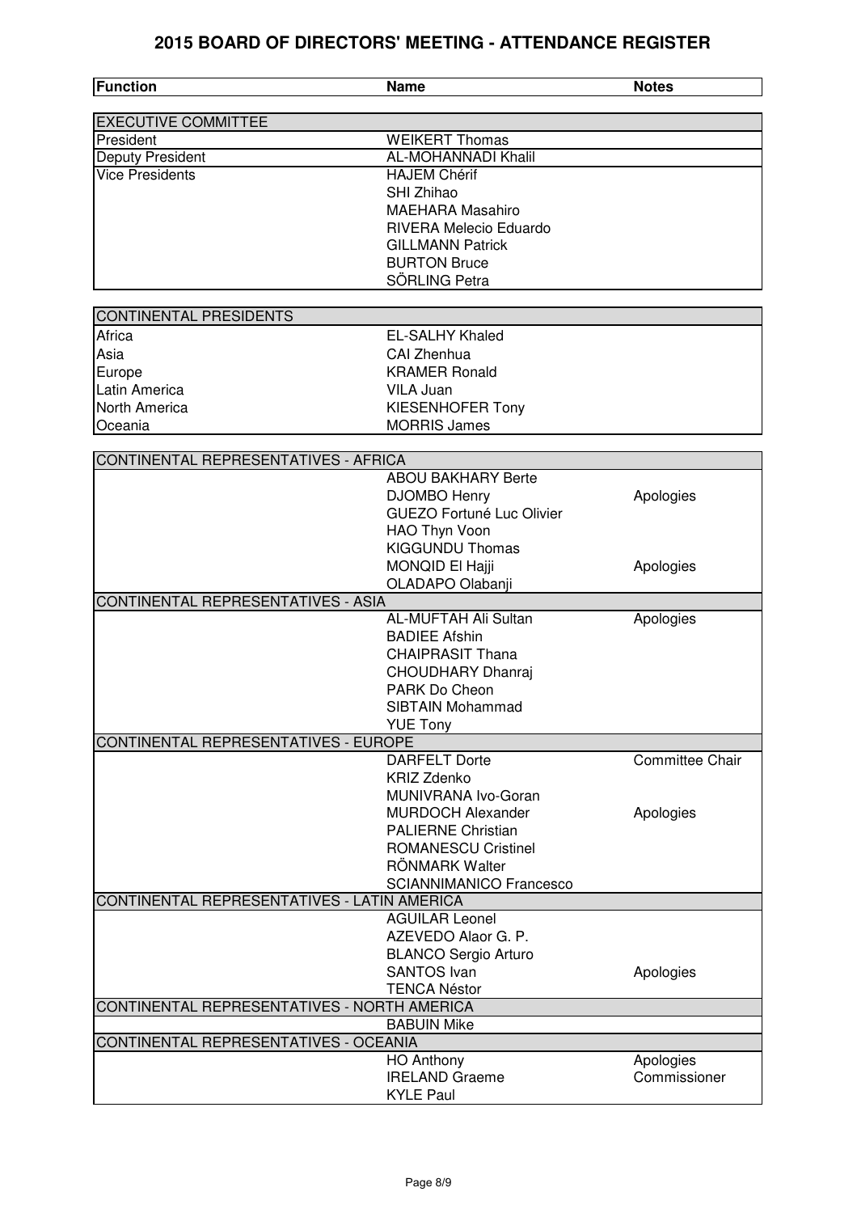# 2015 BOARD OF DIRECTORS' MEETING - ATTENDANCE REGISTER

| Function | Name | Notes |
|---|---|---|
| **EXECUTIVE COMMITTEE** | | |
| President | WEIKERT Thomas | |
| Deputy President | AL-MOHANNADI Khalil | |
| Vice Presidents | HAJEM Chérif | |
| | SHI Zhihao | |
| | MAEHARA Masahiro | |
| | RIVERA Melecio Eduardo | |
| | GILLMANN Patrick | |
| | BURTON Bruce | |
| | SÖRLING Petra | |
| **CONTINENTAL PRESIDENTS** | | |
| Africa | EL-SALHY Khaled | |
| Asia | CAI Zhenhua | |
| Europe | KRAMER Ronald | |
| Latin America | VILA Juan | |
| North America | KIESENHOFER Tony | |
| Oceania | MORRIS James | |
| **CONTINENTAL REPRESENTATIVES - AFRICA** | | |
| | ABOU BAKHARY Berte | |
| | DJOMBO Henry | Apologies |
| | GUEZO Fortuné Luc Olivier | |
| | HAO Thyn Voon | |
| | KIGGUNDU Thomas | |
| | MONQID El Hajji | Apologies |
| | OLADAPO Olabanji | |
| **CONTINENTAL REPRESENTATIVES - ASIA** | | |
| | AL-MUFTAH Ali Sultan | Apologies |
| | BADIEE Afshin | |
| | CHAIPRASIT Thana | |
| | CHOUDHARY Dhanraj | |
| | PARK Do Cheon | |
| | SIBTAIN Mohammad | |
| | YUE Tony | |
| **CONTINENTAL REPRESENTATIVES - EUROPE** | | |
| | DARFELT Dorte | Committee Chair |
| | KRIZ Zdenko | |
| | MUNIVRANA Ivo-Goran | |
| | MURDOCH Alexander | Apologies |
| | PALIERNE Christian | |
| | ROMANESCU Cristinel | |
| | RÖNMARK Walter | |
| | SCIANNIMANICO Francesco | |
| **CONTINENTAL REPRESENTATIVES - LATIN AMERICA** | | |
| | AGUILAR Leonel | |
| | AZEVEDO Alaor G. P. | |
| | BLANCO Sergio Arturo | |
| | SANTOS Ivan | Apologies |
| | TENCA Néstor | |
| **CONTINENTAL REPRESENTATIVES - NORTH AMERICA** | | |
| | BABUIN Mike | |
| **CONTINENTAL REPRESENTATIVES - OCEANIA** | | |
| | HO Anthony | Apologies |
| | IRELAND Graeme | Commissioner |
| | KYLE Paul | |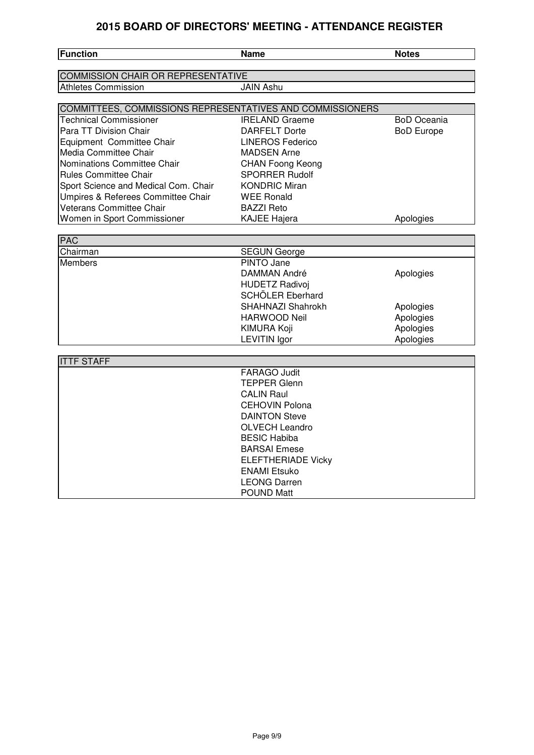# 2015 BOARD OF DIRECTORS' MEETING - ATTENDANCE REGISTER

| Function | Name | Notes |
|---|---|---|
| **COMMISSION CHAIR OR REPRESENTATIVE** | | |
| Athletes Commission | JAIN Ashu | |
| **COMMITTEES, COMMISSIONS REPRESENTATIVES AND COMMISSIONERS** | | |
| Technical Commissioner | IRELAND Graeme | BoD Oceania |
| Para TT Division Chair | DARFELT Dorte | BoD Europe |
| Equipment Committee Chair | LINEROS Federico | |
| Media Committee Chair | MADSEN Arne | |
| Nominations Committee Chair | CHAN Foong Keong | |
| Rules Committee Chair | SPORRER Rudolf | |
| Sport Science and Medical Com. Chair | KONDRIC Miran | |
| Umpires & Referees Committee Chair | WEE Ronald | |
| Veterans Committee Chair | BAZZI Reto | |
| Women in Sport Commissioner | KAJEE Hajera | Apologies |
| **PAC** | | |
| Chairman | SEGUN George | |
| Members | PINTO Jane | |
| | DAMMAN André | Apologies |
| | HUDETZ Radivoj | |
| | SCHÖLER Eberhard | |
| | SHAHNAZI Shahrokh | Apologies |
| | HARWOOD Neil | Apologies |
| | KIMURA Koji | Apologies |
| | LEVITIN Igor | Apologies |
| **ITTF STAFF** | | |
| | FARAGO Judit | |
| | TEPPER Glenn | |
| | CALIN Raul | |
| | CEHOVIN Polona | |
| | DAINTON Steve | |
| | OLVECH Leandro | |
| | BESIC Habiba | |
| | BARSAI Emese | |
| | ELEFTHERIADE Vicky | |
| | ENAMI Etsuko | |
| | LEONG Darren | |
| | POUND Matt | |